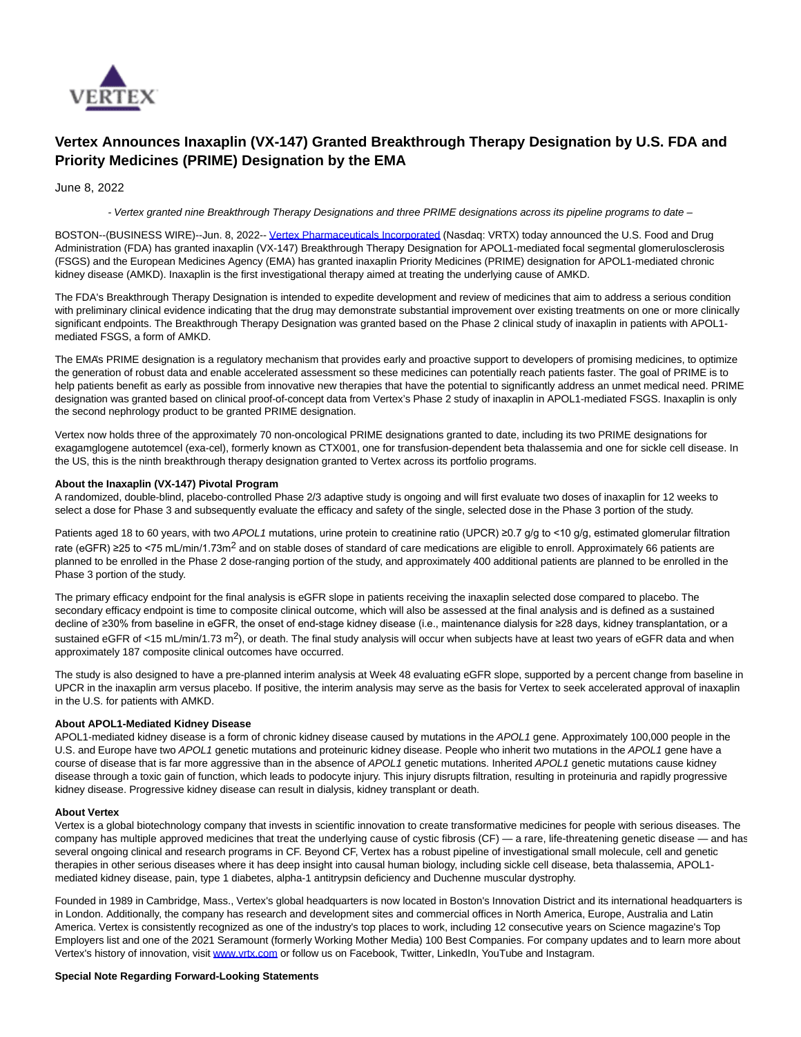# Vertex Announces Inaxaplin (VX-147) Granted Breakthrough Therapy Designation by U.S. FDA and Priority Medicines (PRIME) Designation by the EMA

June 8, 2022

*- Vertex granted nine Breakthrough Therapy Designations and three PRIME designations across its pipeline programs to date –*

BOSTON--(BUSINESS WIRE)--Jun. 8, 2022-- Vertex Pharmaceuticals Incorporated (Nasdaq: VRTX) today announced the U.S. Food and Drug Administration (FDA) has granted inaxaplin (VX-147) Breakthrough Therapy Designation for APOL1-mediated focal segmental glomerulosclerosis (FSGS) and the European Medicines Agency (EMA) has granted inaxaplin Priority Medicines (PRIME) designation for APOL1-mediated chronic kidney disease (AMKD). Inaxaplin is the first investigational therapy aimed at treating the underlying cause of AMKD.

The FDA's Breakthrough Therapy Designation is intended to expedite development and review of medicines that aim to address a serious condition with preliminary clinical evidence indicating that the drug may demonstrate substantial improvement over existing treatments on one or more clinically significant endpoints. The Breakthrough Therapy Designation was granted based on the Phase 2 clinical study of inaxaplin in patients with APOL1-mediated FSGS, a form of AMKD.

The EMA's PRIME designation is a regulatory mechanism that provides early and proactive support to developers of promising medicines, to optimize the generation of robust data and enable accelerated assessment so these medicines can potentially reach patients faster. The goal of PRIME is to help patients benefit as early as possible from innovative new therapies that have the potential to significantly address an unmet medical need. PRIME designation was granted based on clinical proof-of-concept data from Vertex's Phase 2 study of inaxaplin in APOL1-mediated FSGS. Inaxaplin is only the second nephrology product to be granted PRIME designation.

Vertex now holds three of the approximately 70 non-oncological PRIME designations granted to date, including its two PRIME designations for exagamglogene autotemcel (exa-cel), formerly known as CTX001, one for transfusion-dependent beta thalassemia and one for sickle cell disease. In the US, this is the ninth breakthrough therapy designation granted to Vertex across its portfolio programs.

**About the Inaxaplin (VX-147) Pivotal Program**

A randomized, double-blind, placebo-controlled Phase 2/3 adaptive study is ongoing and will first evaluate two doses of inaxaplin for 12 weeks to select a dose for Phase 3 and subsequently evaluate the efficacy and safety of the single, selected dose in the Phase 3 portion of the study.

Patients aged 18 to 60 years, with two *APOL1* mutations, urine protein to creatinine ratio (UPCR) ≥0.7 g/g to <10 g/g, estimated glomerular filtration rate (eGFR) ≥25 to <75 mL/min/1.73m$^2$ and on stable doses of standard of care medications are eligible to enroll. Approximately 66 patients are planned to be enrolled in the Phase 2 dose-ranging portion of the study, and approximately 400 additional patients are planned to be enrolled in the Phase 3 portion of the study.

The primary efficacy endpoint for the final analysis is eGFR slope in patients receiving the inaxaplin selected dose compared to placebo. The secondary efficacy endpoint is time to composite clinical outcome, which will also be assessed at the final analysis and is defined as a sustained decline of ≥30% from baseline in eGFR, the onset of end-stage kidney disease (i.e., maintenance dialysis for ≥28 days, kidney transplantation, or a sustained eGFR of <15 mL/min/1.73 m$^2$), or death. The final study analysis will occur when subjects have at least two years of eGFR data and when approximately 187 composite clinical outcomes have occurred.

The study is also designed to have a pre-planned interim analysis at Week 48 evaluating eGFR slope, supported by a percent change from baseline in UPCR in the inaxaplin arm versus placebo. If positive, the interim analysis may serve as the basis for Vertex to seek accelerated approval of inaxaplin in the U.S. for patients with AMKD.

**About APOL1-Mediated Kidney Disease**

APOL1-mediated kidney disease is a form of chronic kidney disease caused by mutations in the *APOL1* gene. Approximately 100,000 people in the U.S. and Europe have two *APOL1* genetic mutations and proteinuric kidney disease. People who inherit two mutations in the *APOL1* gene have a course of disease that is far more aggressive than in the absence of *APOL1* genetic mutations. Inherited *APOL1* genetic mutations cause kidney disease through a toxic gain of function, which leads to podocyte injury. This injury disrupts filtration, resulting in proteinuria and rapidly progressive kidney disease. Progressive kidney disease can result in dialysis, kidney transplant or death.

**About Vertex**

Vertex is a global biotechnology company that invests in scientific innovation to create transformative medicines for people with serious diseases. The company has multiple approved medicines that treat the underlying cause of cystic fibrosis (CF) — a rare, life-threatening genetic disease — and has several ongoing clinical and research programs in CF. Beyond CF, Vertex has a robust pipeline of investigational small molecule, cell and genetic therapies in other serious diseases where it has deep insight into causal human biology, including sickle cell disease, beta thalassemia, APOL1-mediated kidney disease, pain, type 1 diabetes, alpha-1 antitrypsin deficiency and Duchenne muscular dystrophy.

Founded in 1989 in Cambridge, Mass., Vertex's global headquarters is now located in Boston's Innovation District and its international headquarters is in London. Additionally, the company has research and development sites and commercial offices in North America, Europe, Australia and Latin America. Vertex is consistently recognized as one of the industry's top places to work, including 12 consecutive years on Science magazine's Top Employers list and one of the 2021 Seramount (formerly Working Mother Media) 100 Best Companies. For company updates and to learn more about Vertex's history of innovation, visit www.vrtx.com or follow us on Facebook, Twitter, LinkedIn, YouTube and Instagram.

**Special Note Regarding Forward-Looking Statements**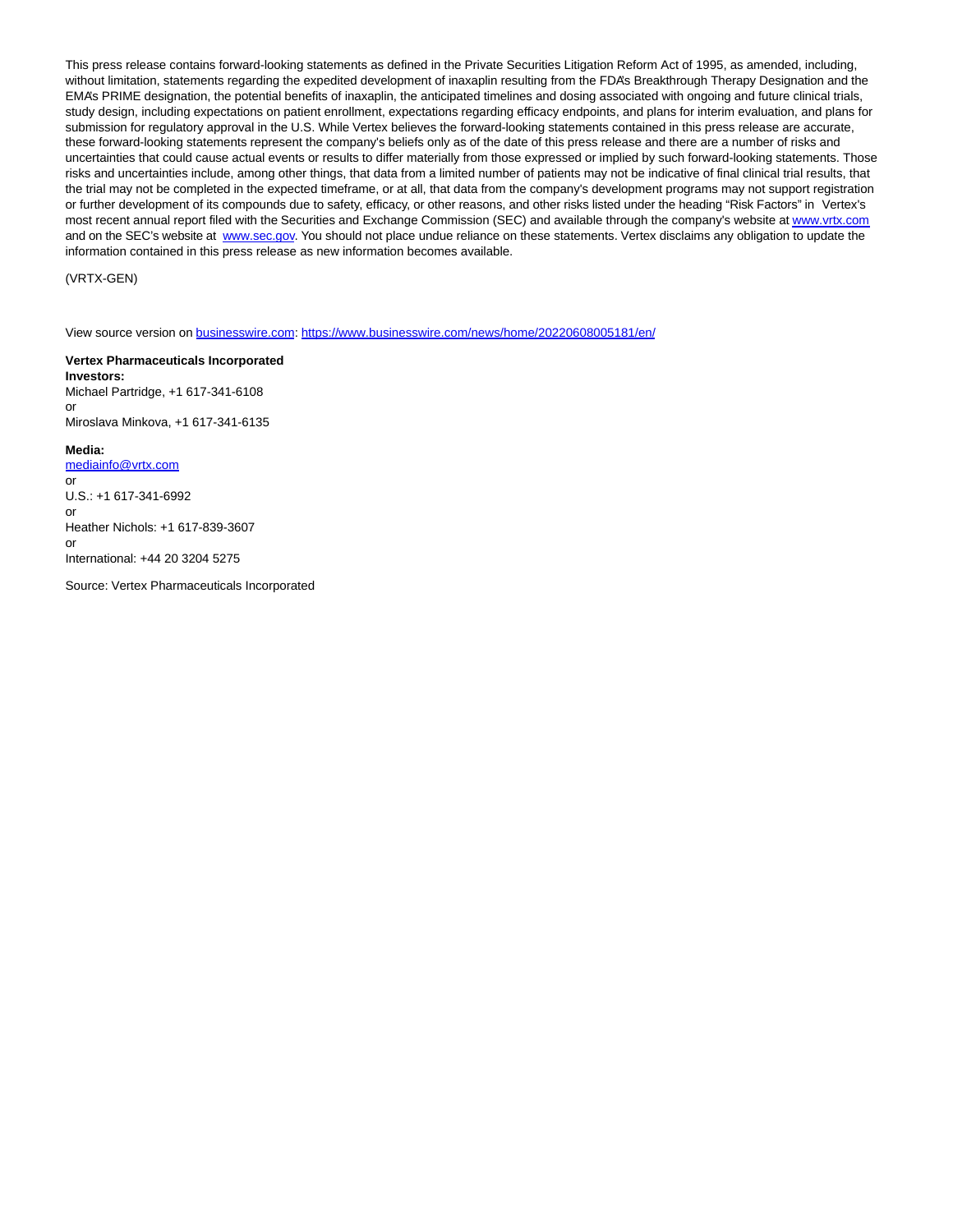This press release contains forward-looking statements as defined in the Private Securities Litigation Reform Act of 1995, as amended, including, without limitation, statements regarding the expedited development of inaxaplin resulting from the FDA's Breakthrough Therapy Designation and the EMA's PRIME designation, the potential benefits of inaxaplin, the anticipated timelines and dosing associated with ongoing and future clinical trials, study design, including expectations on patient enrollment, expectations regarding efficacy endpoints, and plans for interim evaluation, and plans for submission for regulatory approval in the U.S. While Vertex believes the forward-looking statements contained in this press release are accurate, these forward-looking statements represent the company's beliefs only as of the date of this press release and there are a number of risks and uncertainties that could cause actual events or results to differ materially from those expressed or implied by such forward-looking statements. Those risks and uncertainties include, among other things, that data from a limited number of patients may not be indicative of final clinical trial results, that the trial may not be completed in the expected timeframe, or at all, that data from the company's development programs may not support registration or further development of its compounds due to safety, efficacy, or other reasons, and other risks listed under the heading "Risk Factors" in Vertex's most recent annual report filed with the Securities and Exchange Commission (SEC) and available through the company's website at www.vrtx.com and on the SEC's website at www.sec.gov. You should not place undue reliance on these statements. Vertex disclaims any obligation to update the information contained in this press release as new information becomes available.

(VRTX-GEN)

View source version on businesswire.com: https://www.businesswire.com/news/home/20220608005181/en/

**Vertex Pharmaceuticals Incorporated**
**Investors:**
Michael Partridge, +1 617-341-6108
or
Miroslava Minkova, +1 617-341-6135

**Media:**
mediainfo@vrtx.com
or
U.S.: +1 617-341-6992
or
Heather Nichols: +1 617-839-3607
or
International: +44 20 3204 5275

Source: Vertex Pharmaceuticals Incorporated